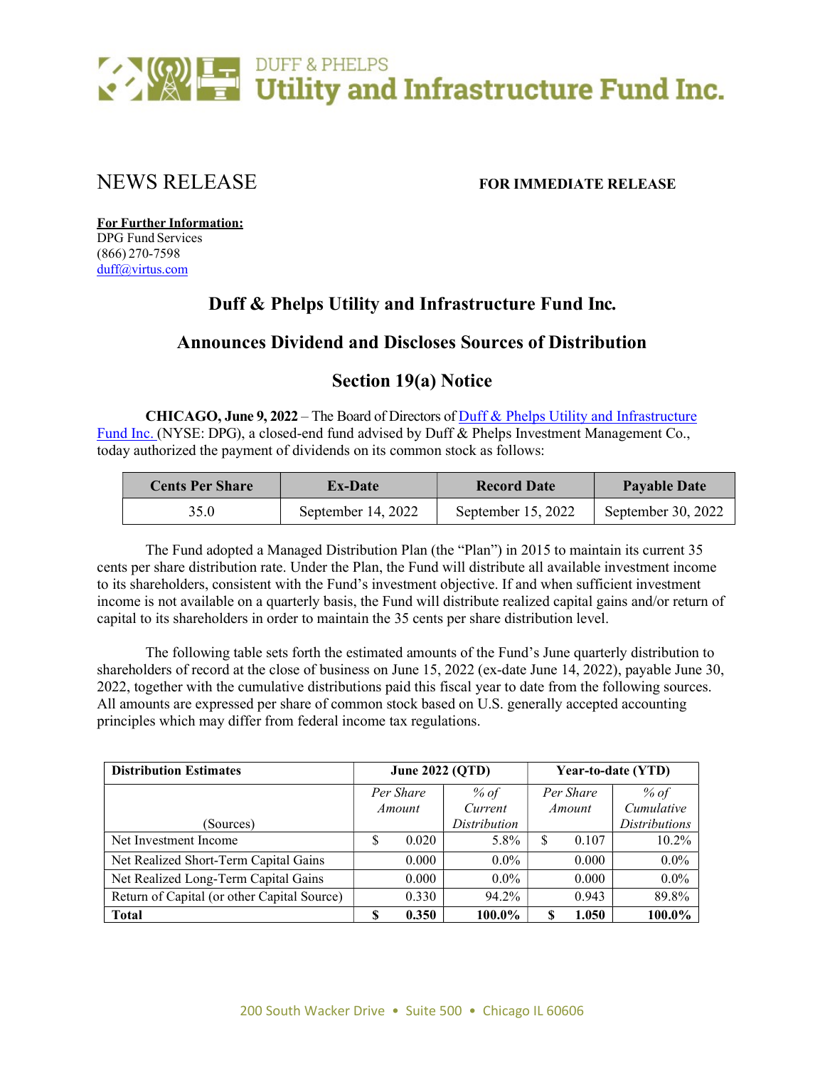# DUFF & PHELPS Utility and Infrastructure Fund Inc.

NEWS RELEASE **FOR IMMEDIATE RELEASE**

**For Further Information:**
DPG Fund Services
(866) 270-7598
duff@virtus.com

## Duff & Phelps Utility and Infrastructure Fund Inc.

## Announces Dividend and Discloses Sources of Distribution

## Section 19(a) Notice

**CHICAGO, June 9, 2022** – The Board of Directors of Duff & Phelps Utility and Infrastructure Fund Inc. (NYSE: DPG), a closed-end fund advised by Duff & Phelps Investment Management Co., today authorized the payment of dividends on its common stock as follows:

| Cents Per Share | Ex-Date | Record Date | Payable Date |
|---|---|---|---|
| 35.0 | September 14, 2022 | September 15, 2022 | September 30, 2022 |

The Fund adopted a Managed Distribution Plan (the "Plan") in 2015 to maintain its current 35 cents per share distribution rate. Under the Plan, the Fund will distribute all available investment income to its shareholders, consistent with the Fund's investment objective. If and when sufficient investment income is not available on a quarterly basis, the Fund will distribute realized capital gains and/or return of capital to its shareholders in order to maintain the 35 cents per share distribution level.

The following table sets forth the estimated amounts of the Fund's June quarterly distribution to shareholders of record at the close of business on June 15, 2022 (ex-date June 14, 2022), payable June 30, 2022, together with the cumulative distributions paid this fiscal year to date from the following sources. All amounts are expressed per share of common stock based on U.S. generally accepted accounting principles which may differ from federal income tax regulations.

| **Distribution Estimates** | **June 2022 (QTD)** | | **Year-to-date (YTD)** | |
|---|---|---|---|---|
| (Sources) | *Per Share Amount* | *% of Current Distribution* | *Per Share Amount* | *% of Cumulative Distributions* |
| Net Investment Income | $ 0.020 | 5.8% | $ 0.107 | 10.2% |
| Net Realized Short-Term Capital Gains | 0.000 | 0.0% | 0.000 | 0.0% |
| Net Realized Long-Term Capital Gains | 0.000 | 0.0% | 0.000 | 0.0% |
| Return of Capital (or other Capital Source) | 0.330 | 94.2% | 0.943 | 89.8% |
| **Total** | **$ 0.350** | **100.0%** | **$ 1.050** | **100.0%** |

200 South Wacker Drive • Suite 500 • Chicago IL 60606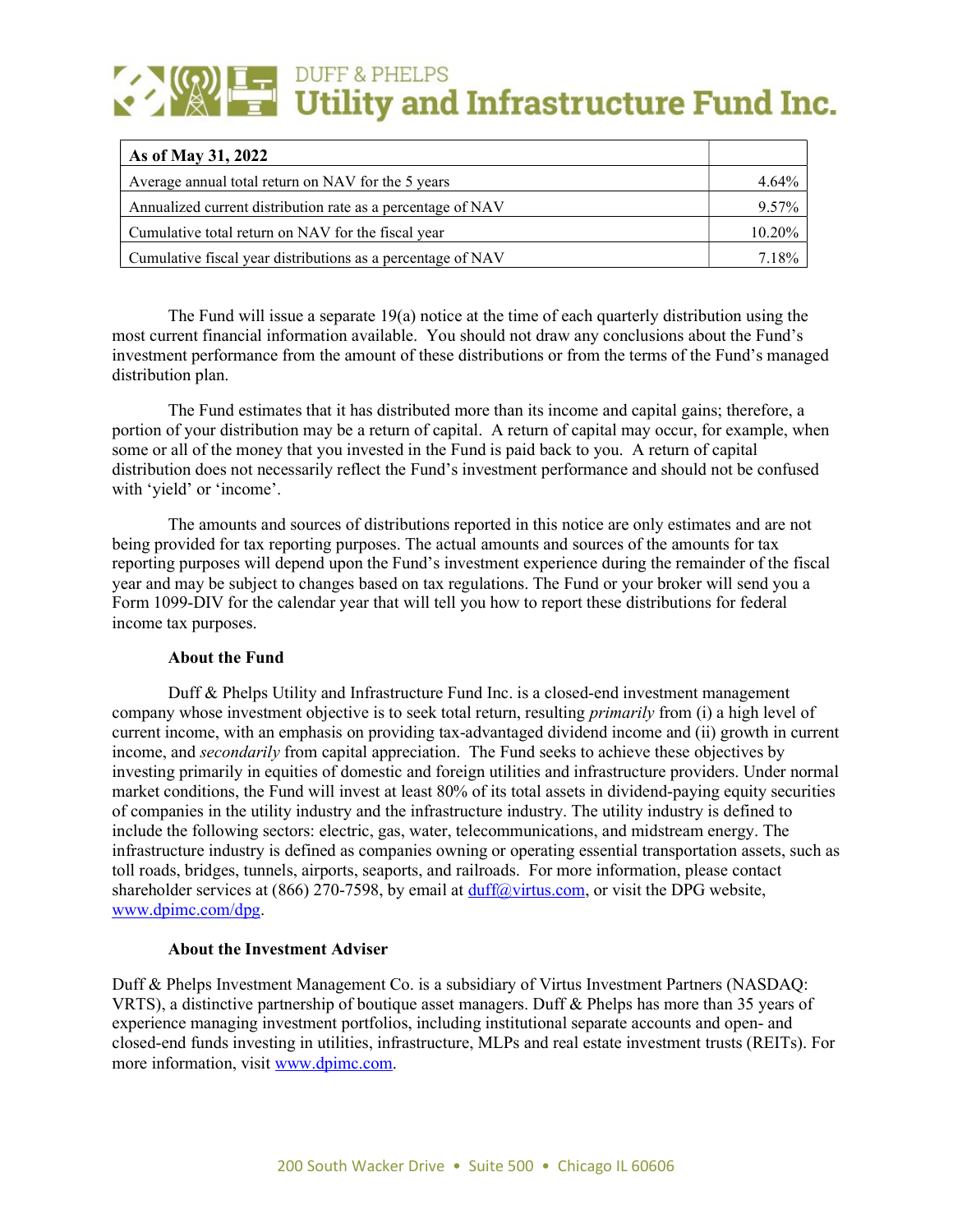| As of May 31, 2022 | |
|---|---|
| Average annual total return on NAV for the 5 years | 4.64% |
| Annualized current distribution rate as a percentage of NAV | 9.57% |
| Cumulative total return on NAV for the fiscal year | 10.20% |
| Cumulative fiscal year distributions as a percentage of NAV | 7.18% |

The Fund will issue a separate 19(a) notice at the time of each quarterly distribution using the most current financial information available. You should not draw any conclusions about the Fund's investment performance from the amount of these distributions or from the terms of the Fund's managed distribution plan.

The Fund estimates that it has distributed more than its income and capital gains; therefore, a portion of your distribution may be a return of capital. A return of capital may occur, for example, when some or all of the money that you invested in the Fund is paid back to you. A return of capital distribution does not necessarily reflect the Fund's investment performance and should not be confused with 'yield' or 'income'.

The amounts and sources of distributions reported in this notice are only estimates and are not being provided for tax reporting purposes. The actual amounts and sources of the amounts for tax reporting purposes will depend upon the Fund's investment experience during the remainder of the fiscal year and may be subject to changes based on tax regulations. The Fund or your broker will send you a Form 1099-DIV for the calendar year that will tell you how to report these distributions for federal income tax purposes.

**About the Fund**

Duff & Phelps Utility and Infrastructure Fund Inc. is a closed-end investment management company whose investment objective is to seek total return, resulting *primarily* from (i) a high level of current income, with an emphasis on providing tax-advantaged dividend income and (ii) growth in current income, and *secondarily* from capital appreciation. The Fund seeks to achieve these objectives by investing primarily in equities of domestic and foreign utilities and infrastructure providers. Under normal market conditions, the Fund will invest at least 80% of its total assets in dividend-paying equity securities of companies in the utility industry and the infrastructure industry. The utility industry is defined to include the following sectors: electric, gas, water, telecommunications, and midstream energy. The infrastructure industry is defined as companies owning or operating essential transportation assets, such as toll roads, bridges, tunnels, airports, seaports, and railroads. For more information, please contact shareholder services at (866) 270-7598, by email at duff@virtus.com, or visit the DPG website, www.dpimc.com/dpg.

**About the Investment Adviser**

Duff & Phelps Investment Management Co. is a subsidiary of Virtus Investment Partners (NASDAQ: VRTS), a distinctive partnership of boutique asset managers. Duff & Phelps has more than 35 years of experience managing investment portfolios, including institutional separate accounts and open- and closed-end funds investing in utilities, infrastructure, MLPs and real estate investment trusts (REITs). For more information, visit www.dpimc.com.